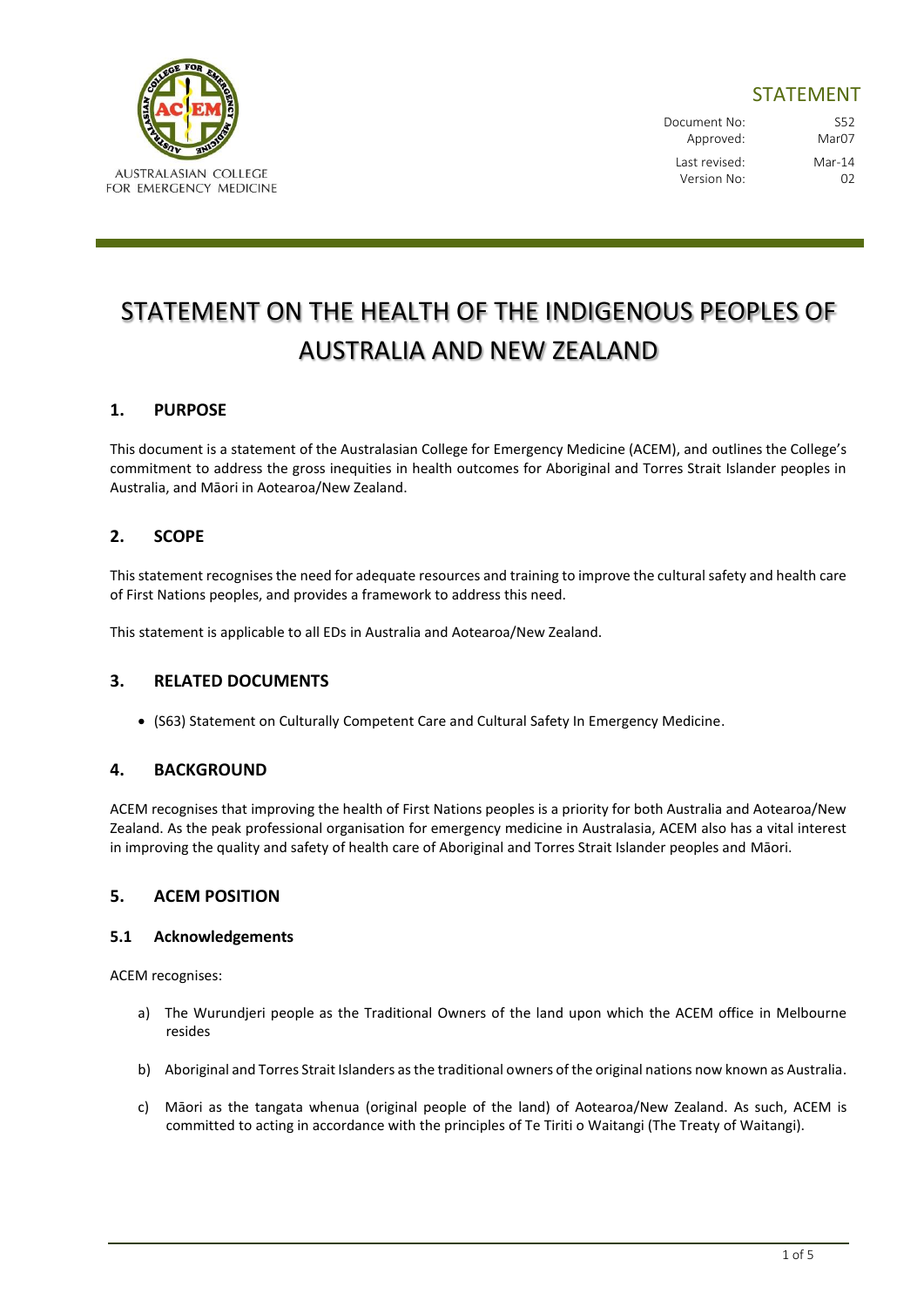AUSTRALASIAN COLLEGE FOR EMERGENCY MEDICINE

STATEMENT

| | |
|---|---|
| Document No: | S52 |
| Approved: | Mar07 |
| Last revised: | Mar-14 |
| Version No: | 02 |

# STATEMENT ON THE HEALTH OF THE INDIGENOUS PEOPLES OF AUSTRALIA AND NEW ZEALAND

## 1. PURPOSE

This document is a statement of the Australasian College for Emergency Medicine (ACEM), and outlines the College's commitment to address the gross inequities in health outcomes for Aboriginal and Torres Strait Islander peoples in Australia, and Māori in Aotearoa/New Zealand.

## 2. SCOPE

This statement recognises the need for adequate resources and training to improve the cultural safety and health care of First Nations peoples, and provides a framework to address this need.

This statement is applicable to all EDs in Australia and Aotearoa/New Zealand.

## 3. RELATED DOCUMENTS

- (S63) Statement on Culturally Competent Care and Cultural Safety In Emergency Medicine.

## 4. BACKGROUND

ACEM recognises that improving the health of First Nations peoples is a priority for both Australia and Aotearoa/New Zealand. As the peak professional organisation for emergency medicine in Australasia, ACEM also has a vital interest in improving the quality and safety of health care of Aboriginal and Torres Strait Islander peoples and Māori.

## 5. ACEM POSITION

### 5.1 Acknowledgements

ACEM recognises:

a) The Wurundjeri people as the Traditional Owners of the land upon which the ACEM office in Melbourne resides

b) Aboriginal and Torres Strait Islanders as the traditional owners of the original nations now known as Australia.

c) Māori as the tangata whenua (original people of the land) of Aotearoa/New Zealand. As such, ACEM is committed to acting in accordance with the principles of Te Tiriti o Waitangi (The Treaty of Waitangi).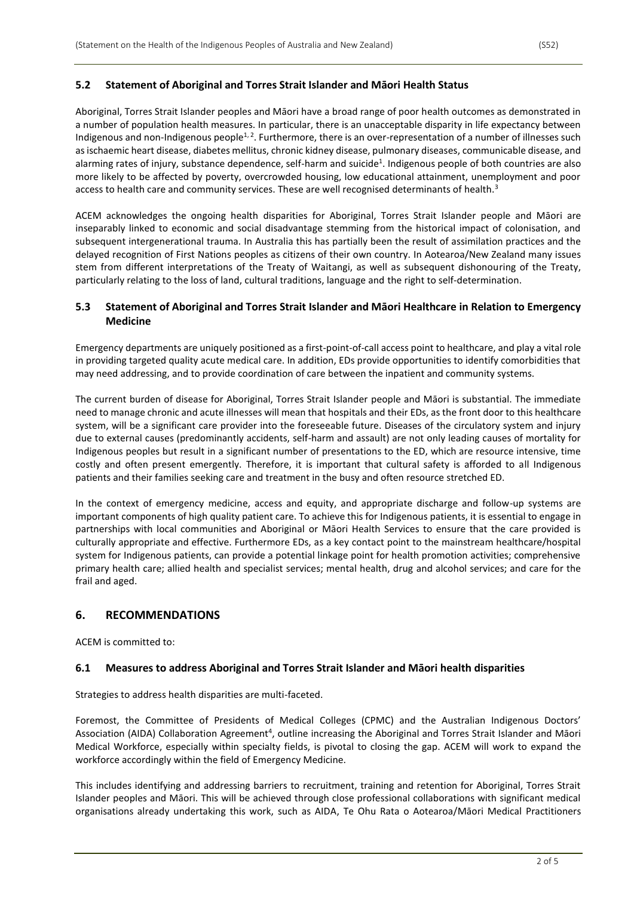### 5.2 Statement of Aboriginal and Torres Strait Islander and Māori Health Status

Aboriginal, Torres Strait Islander peoples and Māori have a broad range of poor health outcomes as demonstrated in a number of population health measures. In particular, there is an unacceptable disparity in life expectancy between Indigenous and non-Indigenous people[1, 2]. Furthermore, there is an over-representation of a number of illnesses such as ischaemic heart disease, diabetes mellitus, chronic kidney disease, pulmonary diseases, communicable disease, and alarming rates of injury, substance dependence, self-harm and suicide[1]. Indigenous people of both countries are also more likely to be affected by poverty, overcrowded housing, low educational attainment, unemployment and poor access to health care and community services. These are well recognised determinants of health.[3]

ACEM acknowledges the ongoing health disparities for Aboriginal, Torres Strait Islander people and Māori are inseparably linked to economic and social disadvantage stemming from the historical impact of colonisation, and subsequent intergenerational trauma. In Australia this has partially been the result of assimilation practices and the delayed recognition of First Nations peoples as citizens of their own country. In Aotearoa/New Zealand many issues stem from different interpretations of the Treaty of Waitangi, as well as subsequent dishonouring of the Treaty, particularly relating to the loss of land, cultural traditions, language and the right to self-determination.

### 5.3 Statement of Aboriginal and Torres Strait Islander and Māori Healthcare in Relation to Emergency Medicine

Emergency departments are uniquely positioned as a first-point-of-call access point to healthcare, and play a vital role in providing targeted quality acute medical care. In addition, EDs provide opportunities to identify comorbidities that may need addressing, and to provide coordination of care between the inpatient and community systems.

The current burden of disease for Aboriginal, Torres Strait Islander people and Māori is substantial. The immediate need to manage chronic and acute illnesses will mean that hospitals and their EDs, as the front door to this healthcare system, will be a significant care provider into the foreseeable future. Diseases of the circulatory system and injury due to external causes (predominantly accidents, self-harm and assault) are not only leading causes of mortality for Indigenous peoples but result in a significant number of presentations to the ED, which are resource intensive, time costly and often present emergently. Therefore, it is important that cultural safety is afforded to all Indigenous patients and their families seeking care and treatment in the busy and often resource stretched ED.

In the context of emergency medicine, access and equity, and appropriate discharge and follow-up systems are important components of high quality patient care. To achieve this for Indigenous patients, it is essential to engage in partnerships with local communities and Aboriginal or Māori Health Services to ensure that the care provided is culturally appropriate and effective. Furthermore EDs, as a key contact point to the mainstream healthcare/hospital system for Indigenous patients, can provide a potential linkage point for health promotion activities; comprehensive primary health care; allied health and specialist services; mental health, drug and alcohol services; and care for the frail and aged.

## 6. RECOMMENDATIONS

ACEM is committed to:

### 6.1 Measures to address Aboriginal and Torres Strait Islander and Māori health disparities

Strategies to address health disparities are multi-faceted.

Foremost, the Committee of Presidents of Medical Colleges (CPMC) and the Australian Indigenous Doctors' Association (AIDA) Collaboration Agreement[4], outline increasing the Aboriginal and Torres Strait Islander and Māori Medical Workforce, especially within specialty fields, is pivotal to closing the gap. ACEM will work to expand the workforce accordingly within the field of Emergency Medicine.

This includes identifying and addressing barriers to recruitment, training and retention for Aboriginal, Torres Strait Islander peoples and Māori. This will be achieved through close professional collaborations with significant medical organisations already undertaking this work, such as AIDA, Te Ohu Rata o Aotearoa/Māori Medical Practitioners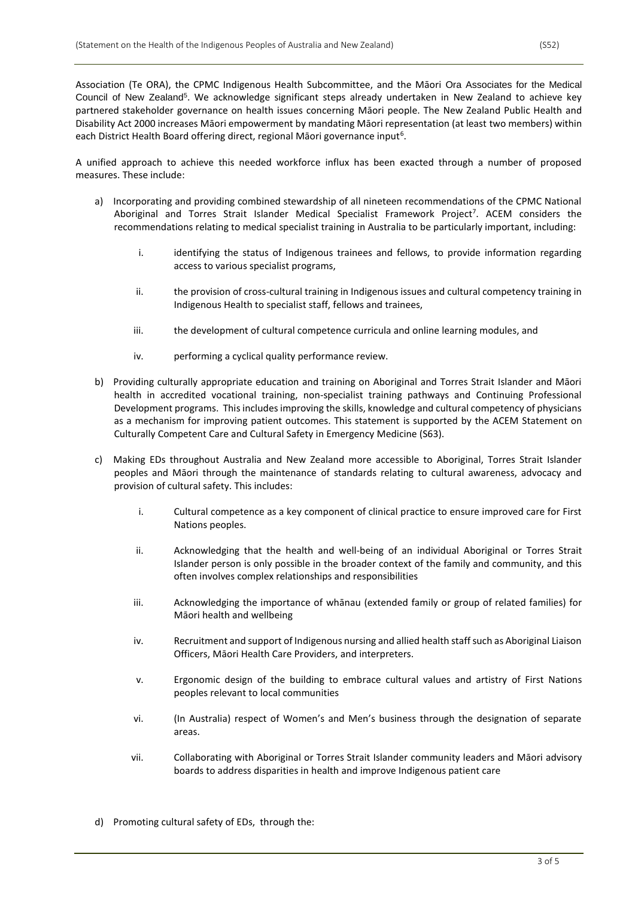Association (Te ORA), the CPMC Indigenous Health Subcommittee, and the Māori Ora Associates for the Medical Council of New Zealand[5]. We acknowledge significant steps already undertaken in New Zealand to achieve key partnered stakeholder governance on health issues concerning Māori people. The New Zealand Public Health and Disability Act 2000 increases Māori empowerment by mandating Māori representation (at least two members) within each District Health Board offering direct, regional Māori governance input[6].

A unified approach to achieve this needed workforce influx has been exacted through a number of proposed measures. These include:

a) Incorporating and providing combined stewardship of all nineteen recommendations of the CPMC National Aboriginal and Torres Strait Islander Medical Specialist Framework Project[7]. ACEM considers the recommendations relating to medical specialist training in Australia to be particularly important, including:

   i. identifying the status of Indigenous trainees and fellows, to provide information regarding access to various specialist programs,

   ii. the provision of cross-cultural training in Indigenous issues and cultural competency training in Indigenous Health to specialist staff, fellows and trainees,

   iii. the development of cultural competence curricula and online learning modules, and

   iv. performing a cyclical quality performance review.

b) Providing culturally appropriate education and training on Aboriginal and Torres Strait Islander and Māori health in accredited vocational training, non-specialist training pathways and Continuing Professional Development programs. This includes improving the skills, knowledge and cultural competency of physicians as a mechanism for improving patient outcomes. This statement is supported by the ACEM Statement on Culturally Competent Care and Cultural Safety in Emergency Medicine (S63).

c) Making EDs throughout Australia and New Zealand more accessible to Aboriginal, Torres Strait Islander peoples and Māori through the maintenance of standards relating to cultural awareness, advocacy and provision of cultural safety. This includes:

   i. Cultural competence as a key component of clinical practice to ensure improved care for First Nations peoples.

   ii. Acknowledging that the health and well-being of an individual Aboriginal or Torres Strait Islander person is only possible in the broader context of the family and community, and this often involves complex relationships and responsibilities

   iii. Acknowledging the importance of whānau (extended family or group of related families) for Māori health and wellbeing

   iv. Recruitment and support of Indigenous nursing and allied health staff such as Aboriginal Liaison Officers, Māori Health Care Providers, and interpreters.

   v. Ergonomic design of the building to embrace cultural values and artistry of First Nations peoples relevant to local communities

   vi. (In Australia) respect of Women's and Men's business through the designation of separate areas.

   vii. Collaborating with Aboriginal or Torres Strait Islander community leaders and Māori advisory boards to address disparities in health and improve Indigenous patient care

d) Promoting cultural safety of EDs, through the: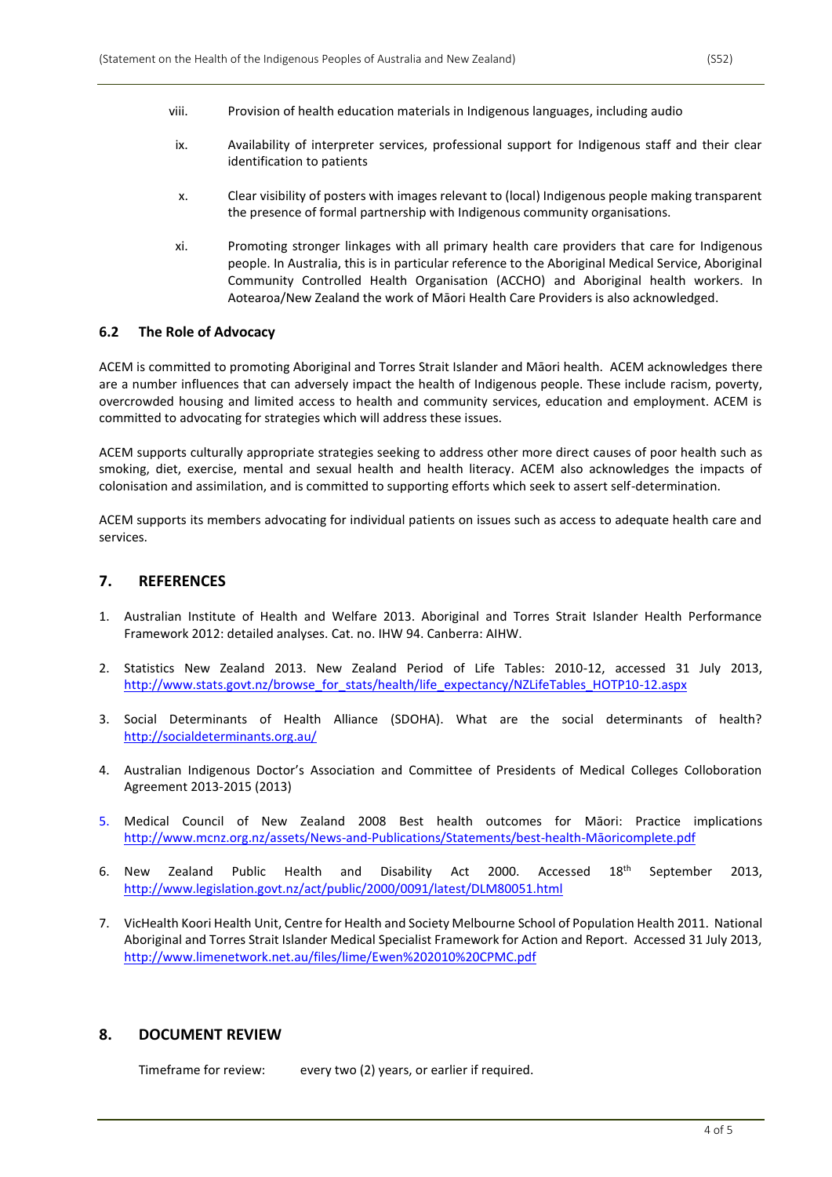viii. Provision of health education materials in Indigenous languages, including audio

ix. Availability of interpreter services, professional support for Indigenous staff and their clear identification to patients

x. Clear visibility of posters with images relevant to (local) Indigenous people making transparent the presence of formal partnership with Indigenous community organisations.

xi. Promoting stronger linkages with all primary health care providers that care for Indigenous people. In Australia, this is in particular reference to the Aboriginal Medical Service, Aboriginal Community Controlled Health Organisation (ACCHO) and Aboriginal health workers. In Aotearoa/New Zealand the work of Māori Health Care Providers is also acknowledged.

### 6.2 The Role of Advocacy

ACEM is committed to promoting Aboriginal and Torres Strait Islander and Māori health. ACEM acknowledges there are a number influences that can adversely impact the health of Indigenous people. These include racism, poverty, overcrowded housing and limited access to health and community services, education and employment. ACEM is committed to advocating for strategies which will address these issues.

ACEM supports culturally appropriate strategies seeking to address other more direct causes of poor health such as smoking, diet, exercise, mental and sexual health and health literacy. ACEM also acknowledges the impacts of colonisation and assimilation, and is committed to supporting efforts which seek to assert self-determination.

ACEM supports its members advocating for individual patients on issues such as access to adequate health care and services.

## 7. REFERENCES

1. Australian Institute of Health and Welfare 2013. Aboriginal and Torres Strait Islander Health Performance Framework 2012: detailed analyses. Cat. no. IHW 94. Canberra: AIHW.

2. Statistics New Zealand 2013. New Zealand Period of Life Tables: 2010-12, accessed 31 July 2013, http://www.stats.govt.nz/browse_for_stats/health/life_expectancy/NZLifeTables_HOTP10-12.aspx

3. Social Determinants of Health Alliance (SDOHA). What are the social determinants of health? http://socialdeterminants.org.au/

4. Australian Indigenous Doctor's Association and Committee of Presidents of Medical Colleges Colloboration Agreement 2013-2015 (2013)

5. Medical Council of New Zealand 2008 Best health outcomes for Māori: Practice implications http://www.mcnz.org.nz/assets/News-and-Publications/Statements/best-health-Māoricomplete.pdf

6. New Zealand Public Health and Disability Act 2000. Accessed 18th September 2013, http://www.legislation.govt.nz/act/public/2000/0091/latest/DLM80051.html

7. VicHealth Koori Health Unit, Centre for Health and Society Melbourne School of Population Health 2011. National Aboriginal and Torres Strait Islander Medical Specialist Framework for Action and Report. Accessed 31 July 2013, http://www.limenetwork.net.au/files/lime/Ewen%202010%20CPMC.pdf

## 8. DOCUMENT REVIEW

Timeframe for review: every two (2) years, or earlier if required.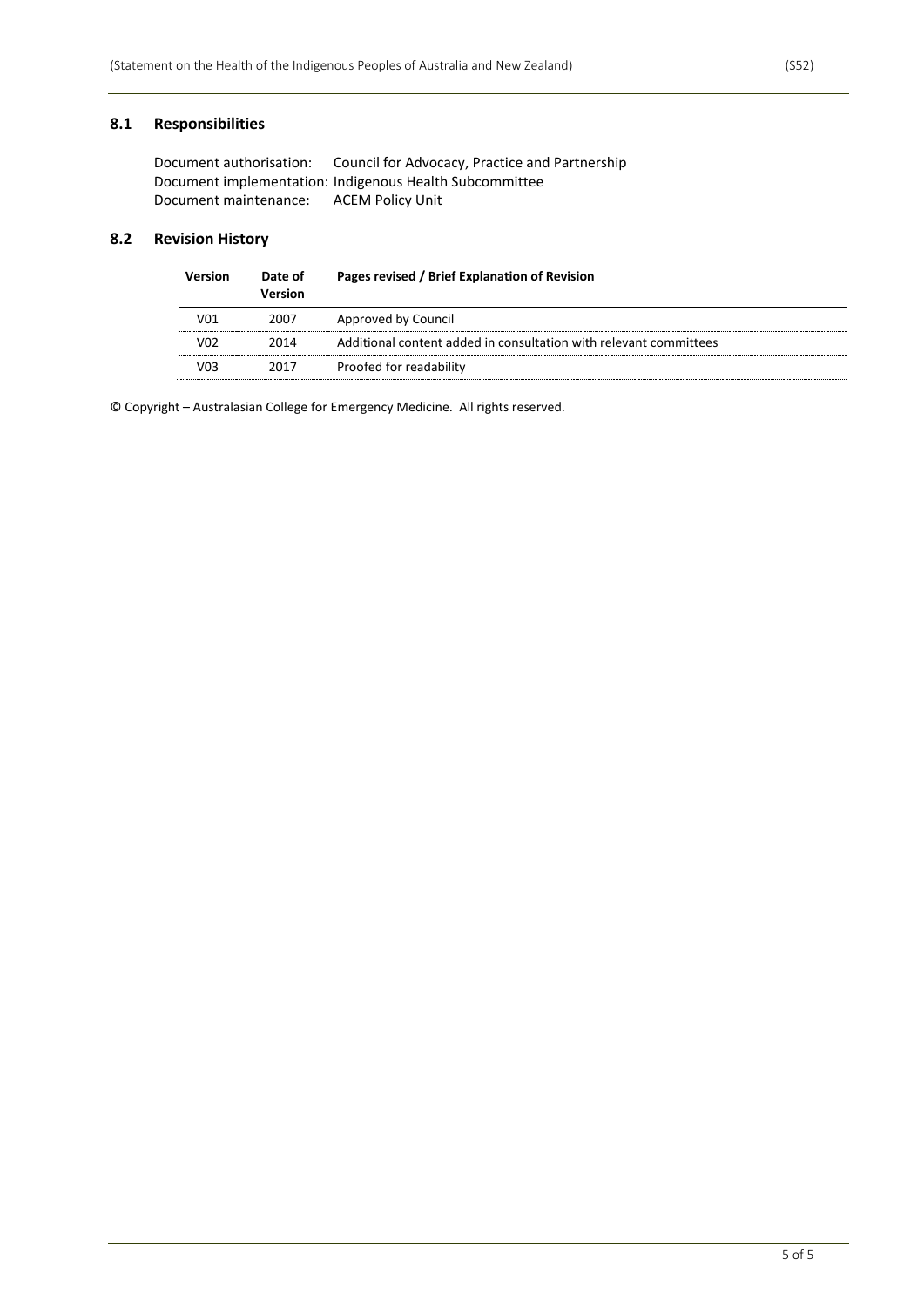## 8.1 Responsibilities

Document authorisation: Council for Advocacy, Practice and Partnership
Document implementation: Indigenous Health Subcommittee
Document maintenance: ACEM Policy Unit

## 8.2 Revision History

| Version | Date of Version | Pages revised / Brief Explanation of Revision |
|---|---|---|
| V01 | 2007 | Approved by Council |
| V02 | 2014 | Additional content added in consultation with relevant committees |
| V03 | 2017 | Proofed for readability |

© Copyright – Australasian College for Emergency Medicine. All rights reserved.